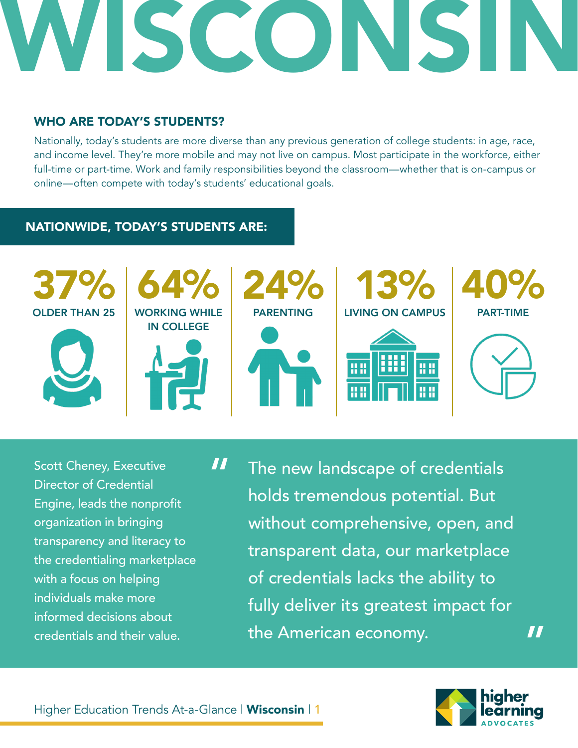# WISCONSIN

## WHO ARE TODAY'S STUDENTS?

Nationally, today's students are more diverse than any previous generation of college students: in age, race, and income level. They're more mobile and may not live on campus. Most participate in the workforce, either full-time or part-time. Work and family responsibilities beyond the classroom—whether that is on-campus or online—often compete with today's students' educational goals.

## NATIONWIDE, TODAY'S STUDENTS ARE:

- **37%** OLDER THAN 25
- **64%** WORKING WHILE IN COLLEGE
- **24%** PARENTING
- **13%** LIVING ON CAMPUS
- **40%** PART-TIME

Scott Cheney, Executive Director of Credential Engine, leads the nonprofit organization in bringing transparency and literacy to the credentialing marketplace with a focus on helping individuals make more informed decisions about credentials and their value.

> "The new landscape of credentials holds tremendous potential. But without comprehensive, open, and transparent data, our marketplace of credentials lacks the ability to fully deliver its greatest impact for the American economy."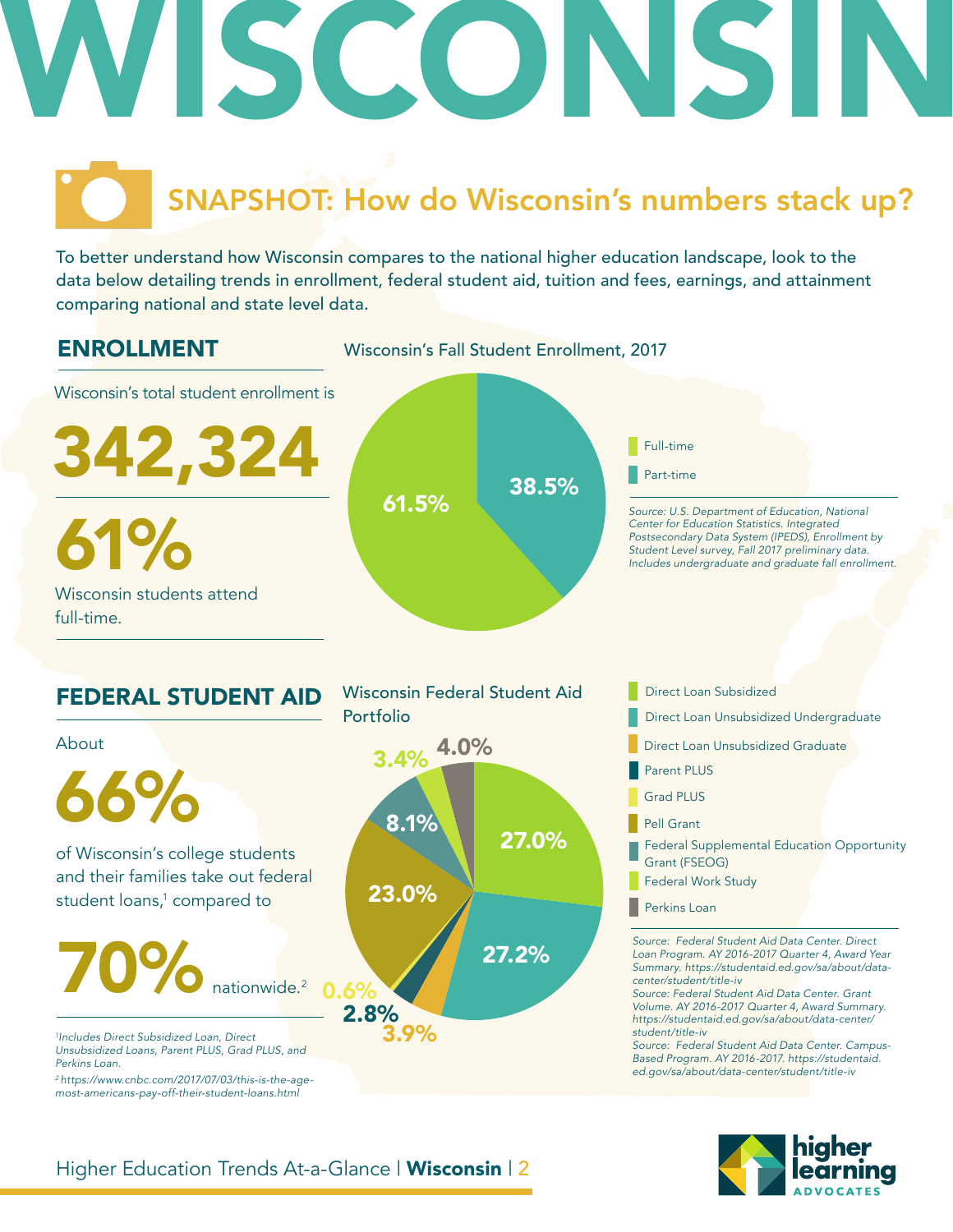# WISCONSIN

## SNAPSHOT: How do Wisconsin's numbers stack up?

To better understand how Wisconsin compares to the national higher education landscape, look to the data below detailing trends in enrollment, federal student aid, tuition and fees, earnings, and attainment comparing national and state level data.

## ENROLLMENT

Wisconsin's total student enrollment is

**342,324**

**61%**

Wisconsin students attend full-time.

### Wisconsin's Fall Student Enrollment, 2017

| Enrollment Status | Percent |
|---|---|
| Full-time | 61.5% |
| Part-time | 38.5% |

*Source: U.S. Department of Education, National Center for Education Statistics. Integrated Postsecondary Data System (IPEDS), Enrollment by Student Level survey, Fall 2017 preliminary data. Includes undergraduate and graduate fall enrollment.*

## FEDERAL STUDENT AID

About

**66%**

of Wisconsin's college students and their families take out federal student loans,[1] compared to

**70%** nationwide.[2]

[1] *Includes Direct Subsidized Loan, Direct Unsubsidized Loans, Parent PLUS, Grad PLUS, and Perkins Loan.*

[2] *https://www.cnbc.com/2017/07/03/this-is-the-age-most-americans-pay-off-their-student-loans.html*

### Wisconsin Federal Student Aid Portfolio

| Aid Type | Percent |
|---|---|
| Direct Loan Subsidized | 27.0% |
| Direct Loan Unsubsidized Undergraduate | 27.2% |
| Direct Loan Unsubsidized Graduate | 3.9% |
| Parent PLUS | 2.8% |
| Grad PLUS | 0.6% |
| Pell Grant | 23.0% |
| Federal Supplemental Education Opportunity Grant (FSEOG) | 8.1% |
| Federal Work Study | 3.4% |
| Perkins Loan | 4.0% |

*Source: Federal Student Aid Data Center. Direct Loan Program. AY 2016-2017 Quarter 4, Award Year Summary. https://studentaid.ed.gov/sa/about/data-center/student/title-iv*

*Source: Federal Student Aid Data Center. Grant Volume. AY 2016-2017 Quarter 4, Award Summary. https://studentaid.ed.gov/sa/about/data-center/student/title-iv*

*Source: Federal Student Aid Data Center. Campus-Based Program. AY 2016-2017. https://studentaid.ed.gov/sa/about/data-center/student/title-iv*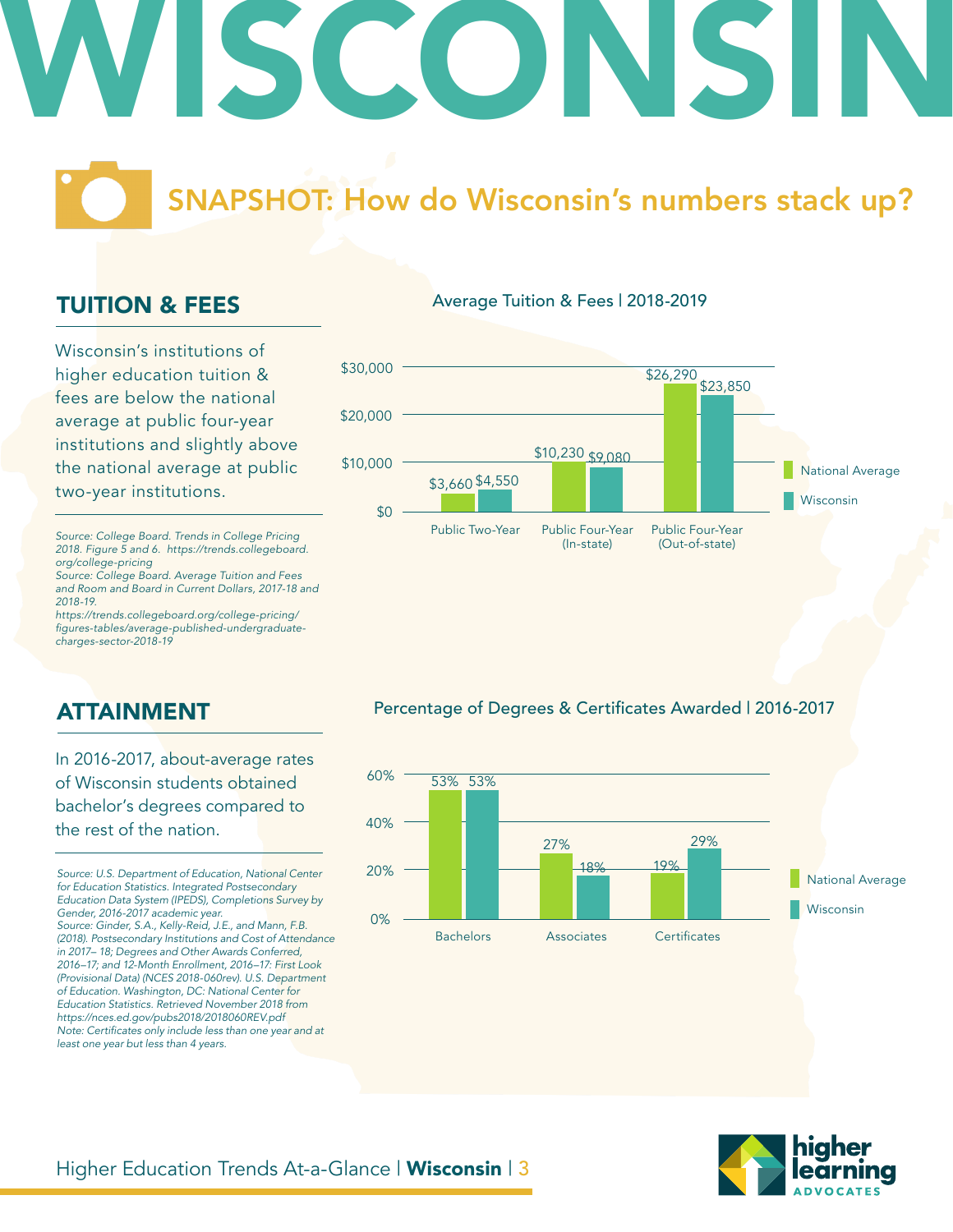# WISCONSIN

## SNAPSHOT: How do Wisconsin's numbers stack up?

## TUITION & FEES

Wisconsin's institutions of higher education tuition & fees are below the national average at public four-year institutions and slightly above the national average at public two-year institutions.

*Source: College Board. Trends in College Pricing 2018. Figure 5 and 6. https://trends.collegeboard.org/college-pricing*
*Source: College Board. Average Tuition and Fees and Room and Board in Current Dollars, 2017-18 and 2018-19. https://trends.collegeboard.org/college-pricing/figures-tables/average-published-undergraduate-charges-sector-2018-19*

**Average Tuition & Fees | 2018-2019**

| | National Average | Wisconsin |
|---|---|---|
| Public Two-Year | $3,660 | $4,550 |
| Public Four-Year (In-state) | $10,230 | $9,080 |
| Public Four-Year (Out-of-state) | $26,290 | $23,850 |

## ATTAINMENT

In 2016-2017, about-average rates of Wisconsin students obtained bachelor's degrees compared to the rest of the nation.

*Source: U.S. Department of Education, National Center for Education Statistics. Integrated Postsecondary Education Data System (IPEDS), Completions Survey by Gender, 2016-2017 academic year.*
*Source: Ginder, S.A., Kelly-Reid, J.E., and Mann, F.B. (2018). Postsecondary Institutions and Cost of Attendance in 2017– 18; Degrees and Other Awards Conferred, 2016–17; and 12-Month Enrollment, 2016–17: First Look (Provisional Data) (NCES 2018-060rev). U.S. Department of Education. Washington, DC: National Center for Education Statistics. Retrieved November 2018 from https://nces.ed.gov/pubs2018/2018060REV.pdf*
*Note: Certificates only include less than one year and at least one year but less than 4 years.*

**Percentage of Degrees & Certificates Awarded | 2016-2017**

| | National Average | Wisconsin |
|---|---|---|
| Bachelors | 53% | 53% |
| Associates | 27% | 18% |
| Certificates | 19% | 29% |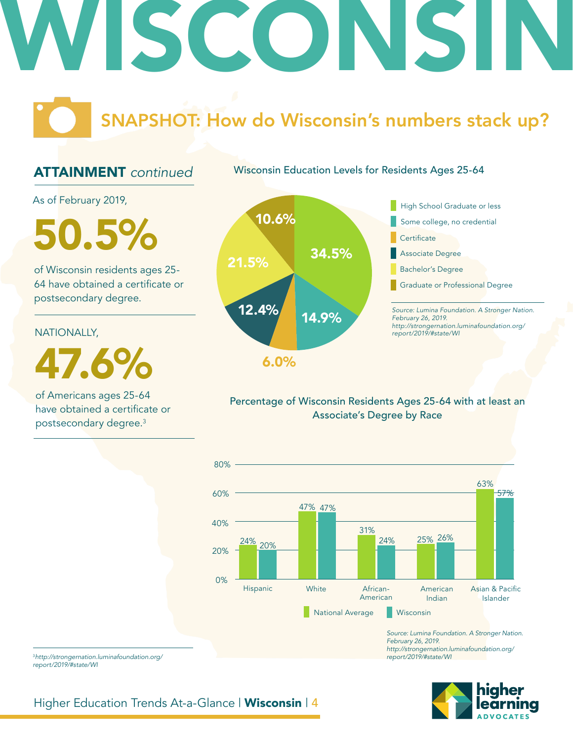# WISCONSIN

## SNAPSHOT: How do Wisconsin's numbers stack up?

### ATTAINMENT *continued*

As of February 2019,

**50.5%**

of Wisconsin residents ages 25-64 have obtained a certificate or postsecondary degree.

NATIONALLY,

**47.6%**

of Americans ages 25-64 have obtained a certificate or postsecondary degree.[3]

**Wisconsin Education Levels for Residents Ages 25-64**

| Education Level | Percentage |
|---|---|
| High School Graduate or less | 34.5% |
| Some college, no credential | 14.9% |
| Certificate | 6.0% |
| Associate Degree | 12.4% |
| Bachelor's Degree | 21.5% |
| Graduate or Professional Degree | 10.6% |

*Source: Lumina Foundation. A Stronger Nation. February 26, 2019. http://strongernation.luminafoundation.org/report/2019/#state/WI*

**Percentage of Wisconsin Residents Ages 25-64 with at least an Associate's Degree by Race**

| Race | National Average | Wisconsin |
|---|---|---|
| Hispanic | 24% | 20% |
| White | 47% | 47% |
| African-American | 31% | 24% |
| American Indian | 25% | 26% |
| Asian & Pacific Islander | 63% | 57% |

*Source: Lumina Foundation. A Stronger Nation. February 26, 2019. http://strongernation.luminafoundation.org/report/2019/#state/WI*

[3] *http://strongernation.luminafoundation.org/report/2019/#state/WI*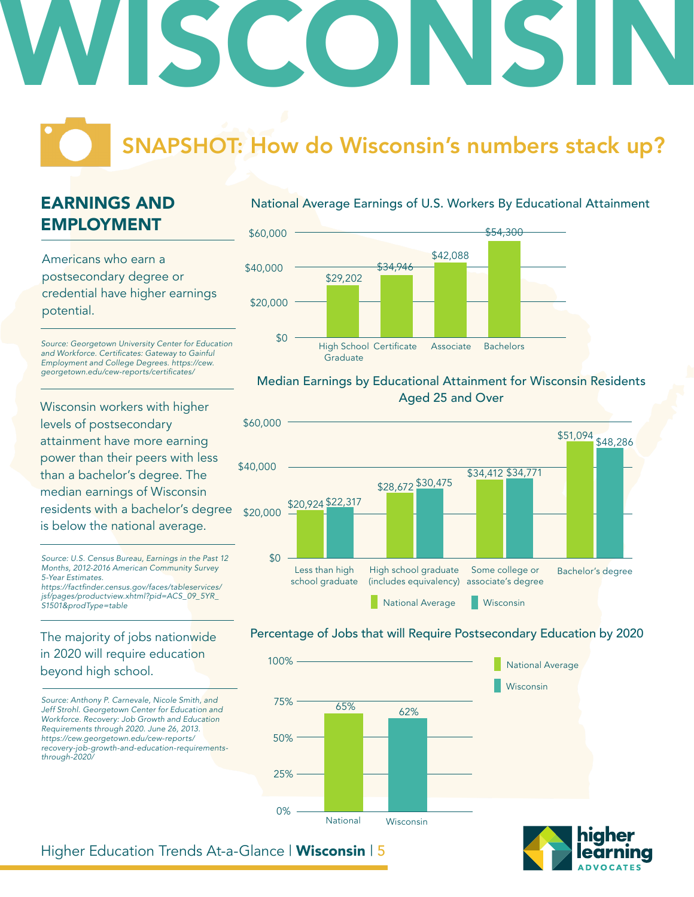# WISCONSIN

## SNAPSHOT: How do Wisconsin's numbers stack up?

### EARNINGS AND EMPLOYMENT

Americans who earn a postsecondary degree or credential have higher earnings potential.

*Source: Georgetown University Center for Education and Workforce. Certificates: Gateway to Gainful Employment and College Degrees. https://cew.georgetown.edu/cew-reports/certificates/*

**National Average Earnings of U.S. Workers By Educational Attainment**

| Educational Attainment | Earnings |
| --- | --- |
| High School Graduate | $29,202 |
| Certificate | $34,946 |
| Associate | $42,088 |
| Bachelors | $54,300 |

Wisconsin workers with higher levels of postsecondary attainment have more earning power than their peers with less than a bachelor's degree. The median earnings of Wisconsin residents with a bachelor's degree is below the national average.

*Source: U.S. Census Bureau, Earnings in the Past 12 Months, 2012-2016 American Community Survey 5-Year Estimates. https://factfinder.census.gov/faces/tableservices/jsf/pages/productview.xhtml?pid=ACS_09_5YR_S1501&prodType=table*

**Median Earnings by Educational Attainment for Wisconsin Residents Aged 25 and Over**

| Educational Attainment | National Average | Wisconsin |
| --- | --- | --- |
| Less than high school graduate | $20,924 | $22,317 |
| High school graduate (includes equivalency) | $28,672 | $30,475 |
| Some college or associate's degree | $34,412 | $34,771 |
| Bachelor's degree | $51,094 | $48,286 |

The majority of jobs nationwide in 2020 will require education beyond high school.

*Source: Anthony P. Carnevale, Nicole Smith, and Jeff Strohl. Georgetown Center for Education and Workforce. Recovery: Job Growth and Education Requirements through 2020. June 26, 2013. https://cew.georgetown.edu/cew-reports/recovery-job-growth-and-education-requirements-through-2020/*

**Percentage of Jobs that will Require Postsecondary Education by 2020**

| | Percentage |
| --- | --- |
| National | 65% |
| Wisconsin | 62% |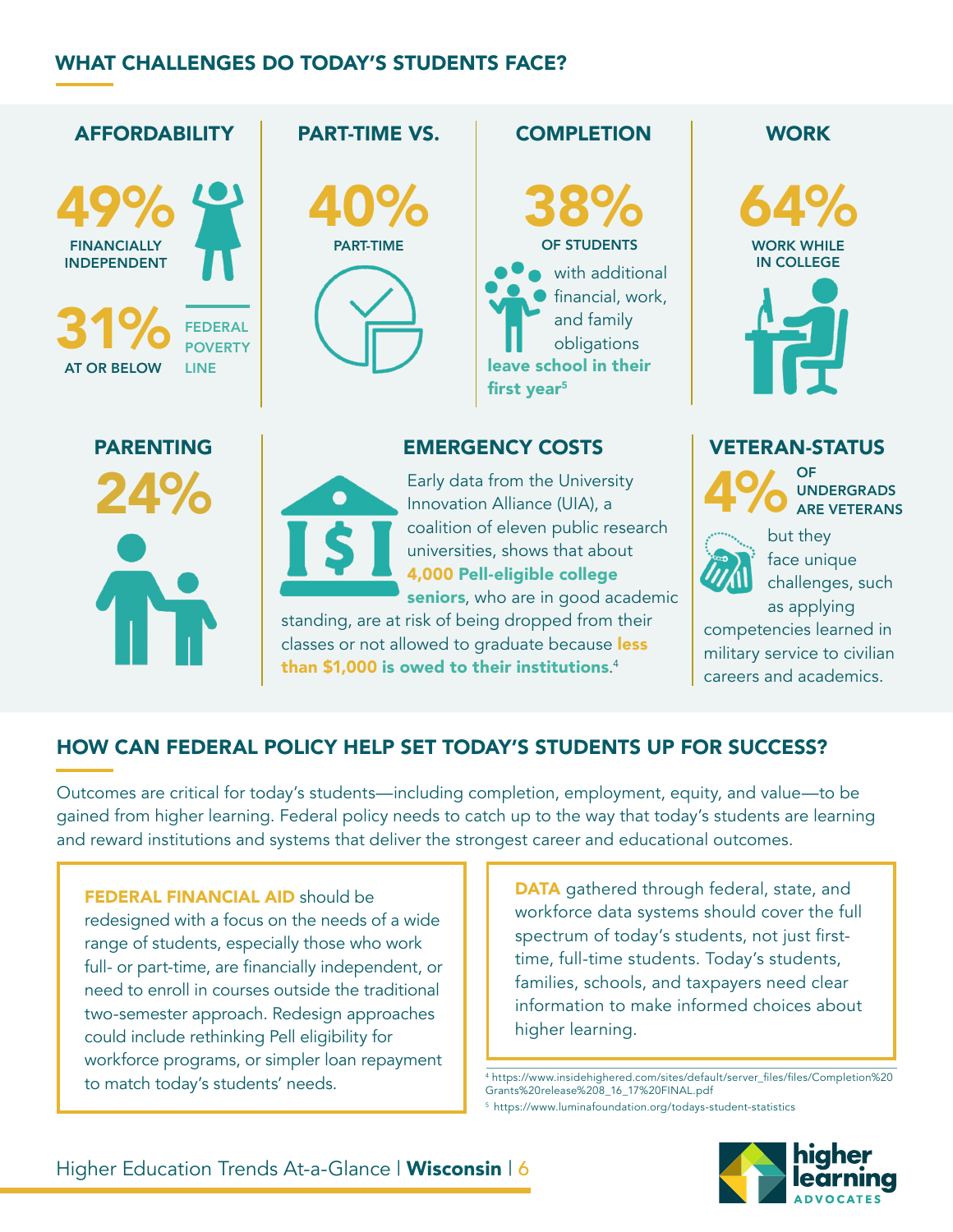## WHAT CHALLENGES DO TODAY'S STUDENTS FACE?

### AFFORDABILITY

**49%** FINANCIALLY INDEPENDENT

**31%** AT OR BELOW FEDERAL POVERTY LINE

### PART-TIME VS.

**40%** PART-TIME

### COMPLETION

**38%** OF STUDENTS with additional financial, work, and family obligations **leave school in their first year**[5]

### WORK

**64%** WORK WHILE IN COLLEGE

### PARENTING

**24%**

### EMERGENCY COSTS

Early data from the University Innovation Alliance (UIA), a coalition of eleven public research universities, shows that about **4,000 Pell-eligible college seniors**, who are in good academic standing, are at risk of being dropped from their classes or not allowed to graduate because **less than $1,000 is owed to their institutions.**[4]

### VETERAN-STATUS

**4%** OF UNDERGRADS ARE VETERANS but they face unique challenges, such as applying competencies learned in military service to civilian careers and academics.

## HOW CAN FEDERAL POLICY HELP SET TODAY'S STUDENTS UP FOR SUCCESS?

Outcomes are critical for today's students—including completion, employment, equity, and value—to be gained from higher learning. Federal policy needs to catch up to the way that today's students are learning and reward institutions and systems that deliver the strongest career and educational outcomes.

**FEDERAL FINANCIAL AID** should be redesigned with a focus on the needs of a wide range of students, especially those who work full- or part-time, are financially independent, or need to enroll in courses outside the traditional two-semester approach. Redesign approaches could include rethinking Pell eligibility for workforce programs, or simpler loan repayment to match today's students' needs.

**DATA** gathered through federal, state, and workforce data systems should cover the full spectrum of today's students, not just first-time, full-time students. Today's students, families, schools, and taxpayers need clear information to make informed choices about higher learning.

[4] https://www.insidehighered.com/sites/default/server_files/files/Completion%20Grants%20release%208_16_17%20FINAL.pdf

[5] https://www.luminafoundation.org/todays-student-statistics